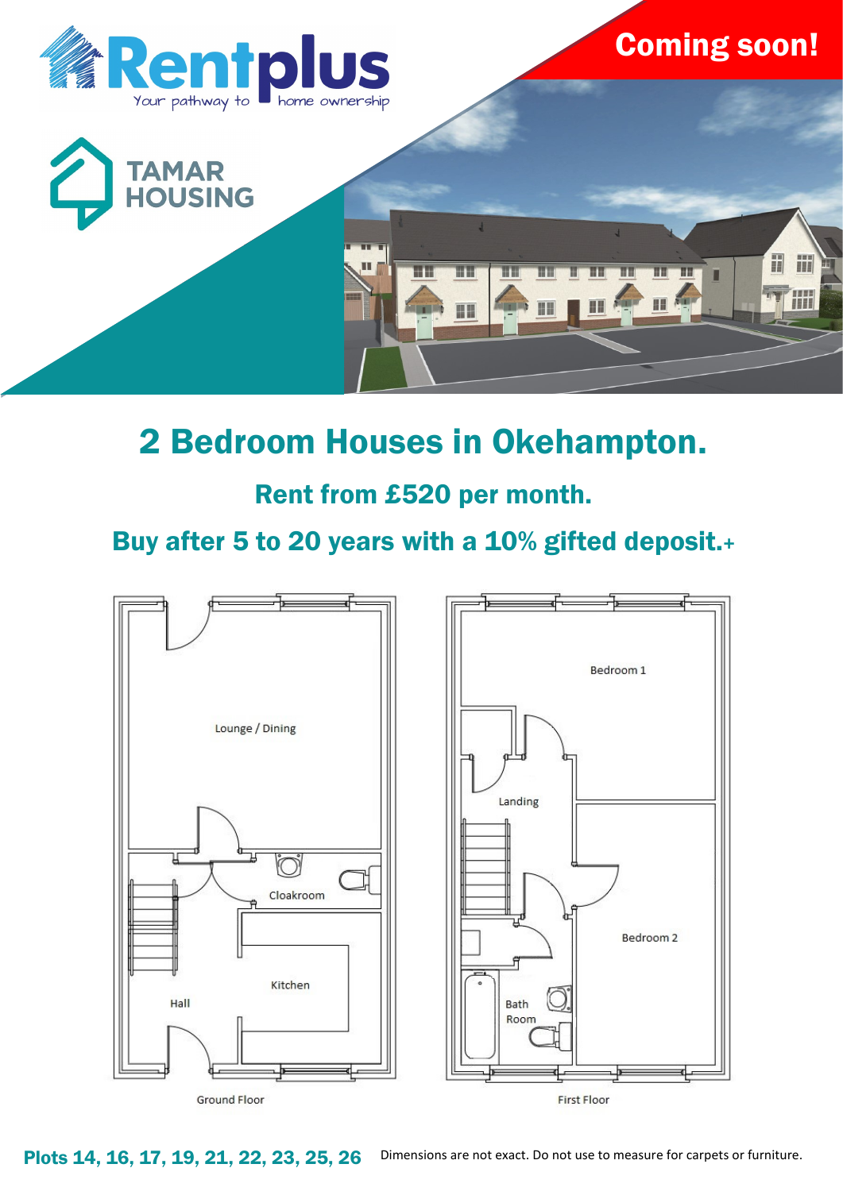Rentplus
Your pathway to home ownership

TAMAR HOUSING

Coming soon!

# 2 Bedroom Houses in Okehampton.

## Rent from £520 per month.

## Buy after 5 to 20 years with a 10% gifted deposit.+

Lounge / Dining
Cloakroom
Kitchen
Hall
Ground Floor

Bedroom 1
Landing
Bedroom 2
Bath Room
First Floor

**Plots 14, 16, 17, 19, 21, 22, 23, 25, 26**

Dimensions are not exact. Do not use to measure for carpets or furniture.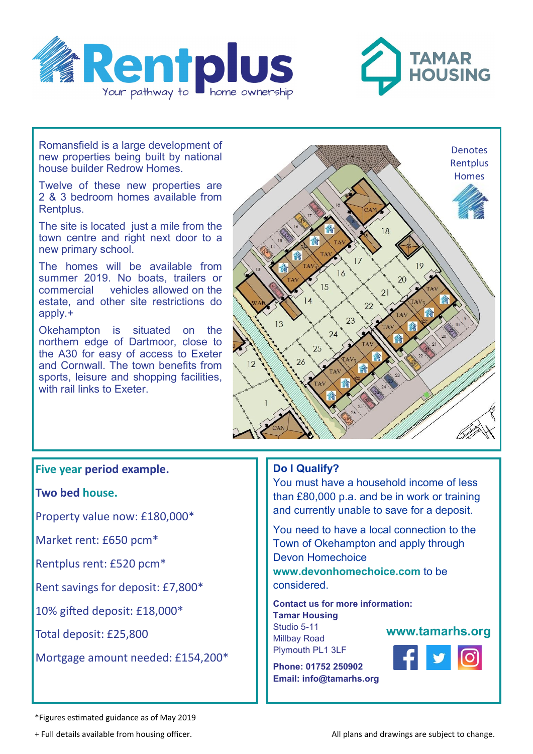# Rentplus

Your pathway to home ownership

TAMAR HOUSING

Romansfield is a large development of new properties being built by national house builder Redrow Homes.

Twelve of these new properties are 2 & 3 bedroom homes available from Rentplus.

The site is located just a mile from the town centre and right next door to a new primary school.

The homes will be available from summer 2019. No boats, trailers or commercial vehicles allowed on the estate, and other site restrictions do apply.+

Okehampton is situated on the northern edge of Dartmoor, close to the A30 for easy access to Exeter and Cornwall. The town benefits from sports, leisure and shopping facilities, with rail links to Exeter.

Denotes Rentplus Homes

## Five year period example.

**Two bed house.**

Property value now: £180,000*

Market rent: £650 pcm*

Rentplus rent: £520 pcm*

Rent savings for deposit: £7,800*

10% gifted deposit: £18,000*

Total deposit: £25,800

Mortgage amount needed: £154,200*

## Do I Qualify?

You must have a household income of less than £80,000 p.a. and be in work or training and currently unable to save for a deposit.

You need to have a local connection to the Town of Okehampton and apply through Devon Homechoice **www.devonhomechoice.com** to be considered.

**Contact us for more information:**

**Tamar Housing**
Studio 5-11
Millbay Road
Plymouth PL1 3LF

**Phone: 01752 250902**
**Email: info@tamarhs.org**

**www.tamarhs.org**

*Figures estimated guidance as of May 2019

+ Full details available from housing officer.

All plans and drawings are subject to change.